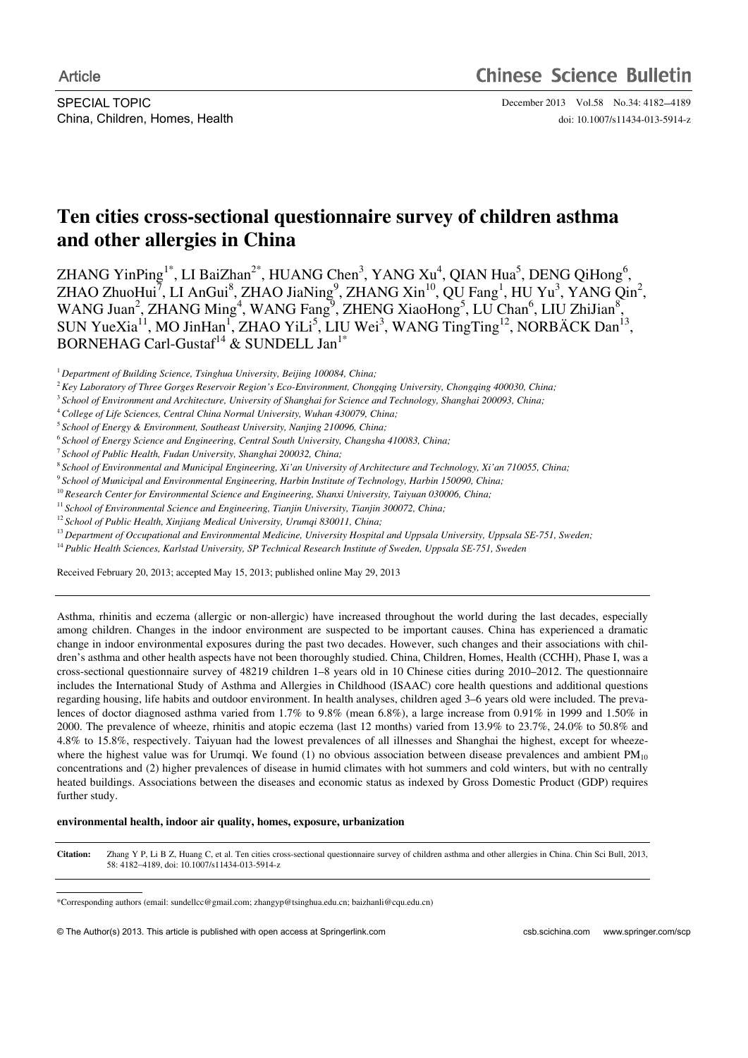Article

SPECIAL TOPIC
China, Children, Homes, Health

doi: 10.1007/s11434-013-5914-z

# Ten cities cross-sectional questionnaire survey of children asthma and other allergies in China

ZHANG YinPing[1*], LI BaiZhan[2*], HUANG Chen[3], YANG Xu[4], QIAN Hua[5], DENG QiHong[6], ZHAO ZhuoHui[7], LI AnGui[8], ZHAO JiaNing[9], ZHANG Xin[10], QU Fang[1], HU Yu[3], YANG Qin[2], WANG Juan[2], ZHANG Ming[4], WANG Fang[9], ZHENG XiaoHong[5], LU Chan[6], LIU ZhiJian[8], SUN YueXia[11], MO JinHan[1], ZHAO YiLi[5], LIU Wei[3], WANG TingTing[12], NORBÄCK Dan[13], BORNEHAG Carl-Gustaf[14] & SUNDELL Jan[1*]

[1] *Department of Building Science, Tsinghua University, Beijing 100084, China;*
[2] *Key Laboratory of Three Gorges Reservoir Region's Eco-Environment, Chongqing University, Chongqing 400030, China;*
[3] *School of Environment and Architecture, University of Shanghai for Science and Technology, Shanghai 200093, China;*
[4] *College of Life Sciences, Central China Normal University, Wuhan 430079, China;*
[5] *School of Energy & Environment, Southeast University, Nanjing 210096, China;*
[6] *School of Energy Science and Engineering, Central South University, Changsha 410083, China;*
[7] *School of Public Health, Fudan University, Shanghai 200032, China;*
[8] *School of Environmental and Municipal Engineering, Xi'an University of Architecture and Technology, Xi'an 710055, China;*
[9] *School of Municipal and Environmental Engineering, Harbin Institute of Technology, Harbin 150090, China;*
[10] *Research Center for Environmental Science and Engineering, Shanxi University, Taiyuan 030006, China;*
[11] *School of Environmental Science and Engineering, Tianjin University, Tianjin 300072, China;*
[12] *School of Public Health, Xinjiang Medical University, Urumqi 830011, China;*
[13] *Department of Occupational and Environmental Medicine, University Hospital and Uppsala University, Uppsala SE-751, Sweden;*
[14] *Public Health Sciences, Karlstad University, SP Technical Research Institute of Sweden, Uppsala SE-751, Sweden*

Received February 20, 2013; accepted May 15, 2013; published online May 29, 2013

Asthma, rhinitis and eczema (allergic or non-allergic) have increased throughout the world during the last decades, especially among children. Changes in the indoor environment are suspected to be important causes. China has experienced a dramatic change in indoor environmental exposures during the past two decades. However, such changes and their associations with children's asthma and other health aspects have not been thoroughly studied. China, Children, Homes, Health (CCHH), Phase I, was a cross-sectional questionnaire survey of 48219 children 1–8 years old in 10 Chinese cities during 2010–2012. The questionnaire includes the International Study of Asthma and Allergies in Childhood (ISAAC) core health questions and additional questions regarding housing, life habits and outdoor environment. In health analyses, children aged 3–6 years old were included. The prevalences of doctor diagnosed asthma varied from 1.7% to 9.8% (mean 6.8%), a large increase from 0.91% in 1999 and 1.50% in 2000. The prevalence of wheeze, rhinitis and atopic eczema (last 12 months) varied from 13.9% to 23.7%, 24.0% to 50.8% and 4.8% to 15.8%, respectively. Taiyuan had the lowest prevalences of all illnesses and Shanghai the highest, except for wheeze-where the highest value was for Urumqi. We found (1) no obvious association between disease prevalences and ambient $PM_{10}$ concentrations and (2) higher prevalences of disease in humid climates with hot summers and cold winters, but with no centrally heated buildings. Associations between the diseases and economic status as indexed by Gross Domestic Product (GDP) requires further study.

**environmental health, indoor air quality, homes, exposure, urbanization**

**Citation:** Zhang Y P, Li B Z, Huang C, et al. Ten cities cross-sectional questionnaire survey of children asthma and other allergies in China. Chin Sci Bull, 2013, 58: 4182–4189, doi: 10.1007/s11434-013-5914-z

*Corresponding authors (email: sundellcc@gmail.com; zhangyp@tsinghua.edu.cn; baizhanli@cqu.edu.cn)

© The Author(s) 2013. This article is published with open access at Springerlink.com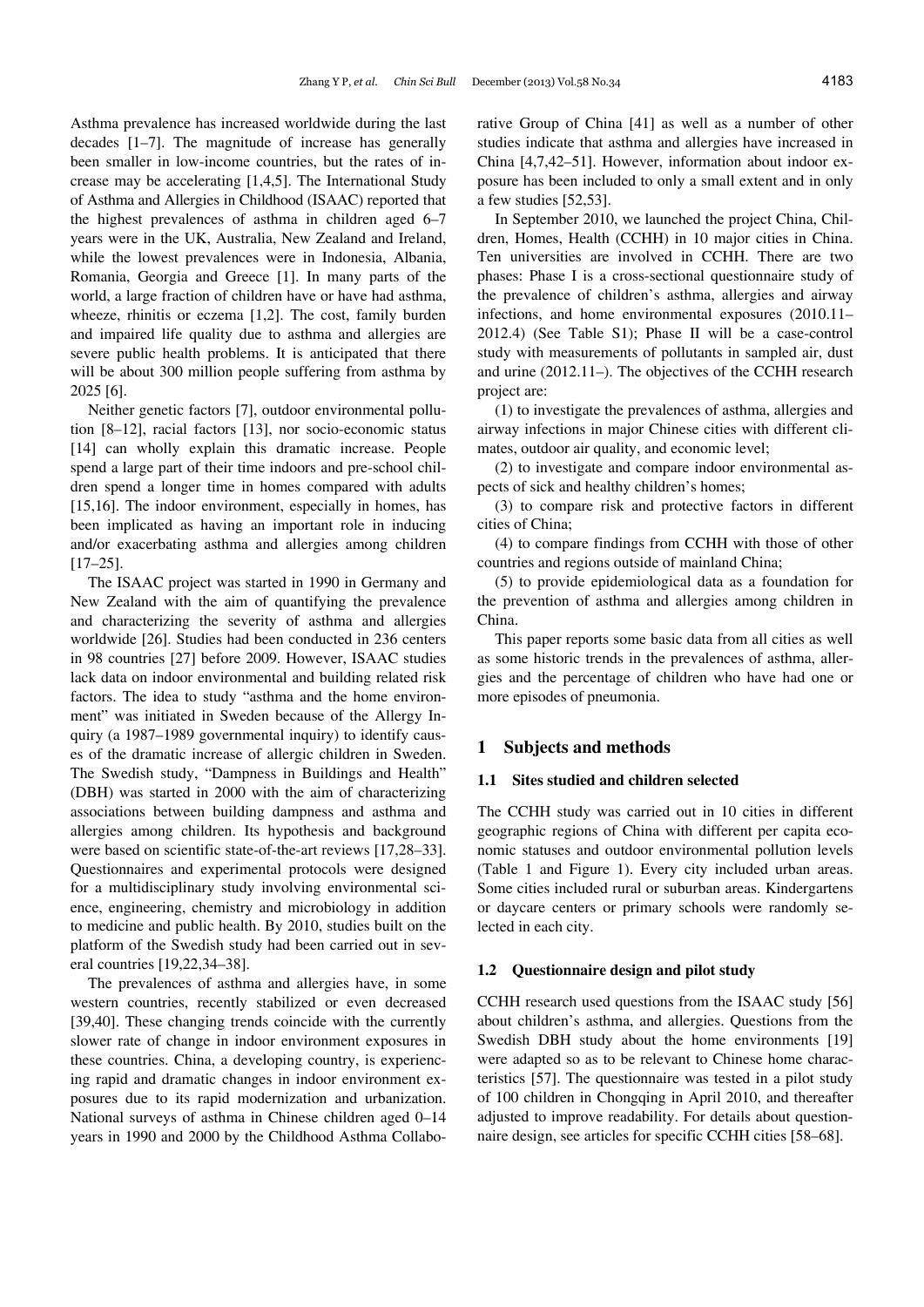Asthma prevalence has increased worldwide during the last decades [1–7]. The magnitude of increase has generally been smaller in low-income countries, but the rates of increase may be accelerating [1,4,5]. The International Study of Asthma and Allergies in Childhood (ISAAC) reported that the highest prevalences of asthma in children aged 6–7 years were in the UK, Australia, New Zealand and Ireland, while the lowest prevalences were in Indonesia, Albania, Romania, Georgia and Greece [1]. In many parts of the world, a large fraction of children have or have had asthma, wheeze, rhinitis or eczema [1,2]. The cost, family burden and impaired life quality due to asthma and allergies are severe public health problems. It is anticipated that there will be about 300 million people suffering from asthma by 2025 [6].

Neither genetic factors [7], outdoor environmental pollution [8–12], racial factors [13], nor socio-economic status [14] can wholly explain this dramatic increase. People spend a large part of their time indoors and pre-school children spend a longer time in homes compared with adults [15,16]. The indoor environment, especially in homes, has been implicated as having an important role in inducing and/or exacerbating asthma and allergies among children [17–25].

The ISAAC project was started in 1990 in Germany and New Zealand with the aim of quantifying the prevalence and characterizing the severity of asthma and allergies worldwide [26]. Studies had been conducted in 236 centers in 98 countries [27] before 2009. However, ISAAC studies lack data on indoor environmental and building related risk factors. The idea to study "asthma and the home environment" was initiated in Sweden because of the Allergy Inquiry (a 1987–1989 governmental inquiry) to identify causes of the dramatic increase of allergic children in Sweden. The Swedish study, "Dampness in Buildings and Health" (DBH) was started in 2000 with the aim of characterizing associations between building dampness and asthma and allergies among children. Its hypothesis and background were based on scientific state-of-the-art reviews [17,28–33]. Questionnaires and experimental protocols were designed for a multidisciplinary study involving environmental science, engineering, chemistry and microbiology in addition to medicine and public health. By 2010, studies built on the platform of the Swedish study had been carried out in several countries [19,22,34–38].

The prevalences of asthma and allergies have, in some western countries, recently stabilized or even decreased [39,40]. These changing trends coincide with the currently slower rate of change in indoor environment exposures in these countries. China, a developing country, is experiencing rapid and dramatic changes in indoor environment exposures due to its rapid modernization and urbanization. National surveys of asthma in Chinese children aged 0–14 years in 1990 and 2000 by the Childhood Asthma Collaborative Group of China [41] as well as a number of other studies indicate that asthma and allergies have increased in China [4,7,42–51]. However, information about indoor exposure has been included to only a small extent and in only a few studies [52,53].

In September 2010, we launched the project China, Children, Homes, Health (CCHH) in 10 major cities in China. Ten universities are involved in CCHH. There are two phases: Phase I is a cross-sectional questionnaire study of the prevalence of children's asthma, allergies and airway infections, and home environmental exposures (2010.11–2012.4) (See Table S1); Phase II will be a case-control study with measurements of pollutants in sampled air, dust and urine (2012.11–). The objectives of the CCHH research project are:

(1) to investigate the prevalences of asthma, allergies and airway infections in major Chinese cities with different climates, outdoor air quality, and economic level;

(2) to investigate and compare indoor environmental aspects of sick and healthy children's homes;

(3) to compare risk and protective factors in different cities of China;

(4) to compare findings from CCHH with those of other countries and regions outside of mainland China;

(5) to provide epidemiological data as a foundation for the prevention of asthma and allergies among children in China.

This paper reports some basic data from all cities as well as some historic trends in the prevalences of asthma, allergies and the percentage of children who have had one or more episodes of pneumonia.

## 1 Subjects and methods

### 1.1 Sites studied and children selected

The CCHH study was carried out in 10 cities in different geographic regions of China with different per capita economic statuses and outdoor environmental pollution levels (Table 1 and Figure 1). Every city included urban areas. Some cities included rural or suburban areas. Kindergartens or daycare centers or primary schools were randomly selected in each city.

### 1.2 Questionnaire design and pilot study

CCHH research used questions from the ISAAC study [56] about children's asthma, and allergies. Questions from the Swedish DBH study about the home environments [19] were adapted so as to be relevant to Chinese home characteristics [57]. The questionnaire was tested in a pilot study of 100 children in Chongqing in April 2010, and thereafter adjusted to improve readability. For details about questionnaire design, see articles for specific CCHH cities [58–68].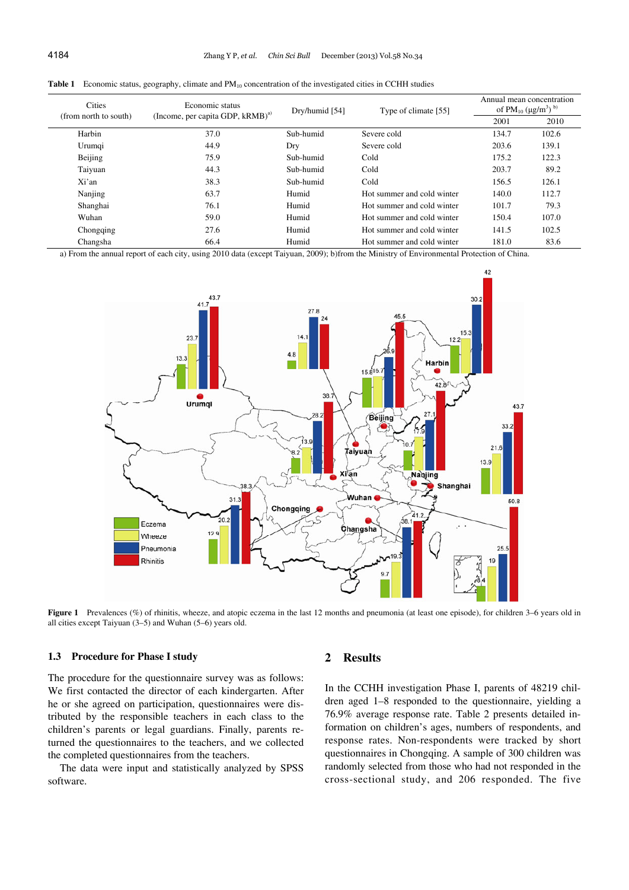**Table 1** Economic status, geography, climate and $PM_{10}$ concentration of the investigated cities in CCHH studies

| Cities (from north to south) | Economic status (Income, per capita GDP, kRMB)[a)] | Dry/humid [54] | Type of climate [55] | Annual mean concentration of $PM_{10}$ (μg/m$^3$)[b)] | |
|---|---|---|---|---|---|
| | | | | 2001 | 2010 |
| Harbin | 37.0 | Sub-humid | Severe cold | 134.7 | 102.6 |
| Urumqi | 44.9 | Dry | Severe cold | 203.6 | 139.1 |
| Beijing | 75.9 | Sub-humid | Cold | 175.2 | 122.3 |
| Taiyuan | 44.3 | Sub-humid | Cold | 203.7 | 89.2 |
| Xi'an | 38.3 | Sub-humid | Cold | 156.5 | 126.1 |
| Nanjing | 63.7 | Humid | Hot summer and cold winter | 140.0 | 112.7 |
| Shanghai | 76.1 | Humid | Hot summer and cold winter | 101.7 | 79.3 |
| Wuhan | 59.0 | Humid | Hot summer and cold winter | 150.4 | 107.0 |
| Chongqing | 27.6 | Humid | Hot summer and cold winter | 141.5 | 102.5 |
| Changsha | 66.4 | Humid | Hot summer and cold winter | 181.0 | 83.6 |

a) From the annual report of each city, using 2010 data (except Taiyuan, 2009); b)from the Ministry of Environmental Protection of China.

**Figure 1** Prevalences (%) of rhinitis, wheeze, and atopic eczema in the last 12 months and pneumonia (at least one episode), for children 3–6 years old in all cities except Taiyuan (3–5) and Wuhan (5–6) years old.

### 1.3 Procedure for Phase I study

The procedure for the questionnaire survey was as follows: We first contacted the director of each kindergarten. After he or she agreed on participation, questionnaires were distributed by the responsible teachers in each class to the children's parents or legal guardians. Finally, parents returned the questionnaires to the teachers, and we collected the completed questionnaires from the teachers.

The data were input and statistically analyzed by SPSS software.

## 2 Results

In the CCHH investigation Phase I, parents of 48219 children aged 1–8 responded to the questionnaire, yielding a 76.9% average response rate. Table 2 presents detailed information on children's ages, numbers of respondents, and response rates. Non-respondents were tracked by short questionnaires in Chongqing. A sample of 300 children was randomly selected from those who had not responded in the cross-sectional study, and 206 responded. The five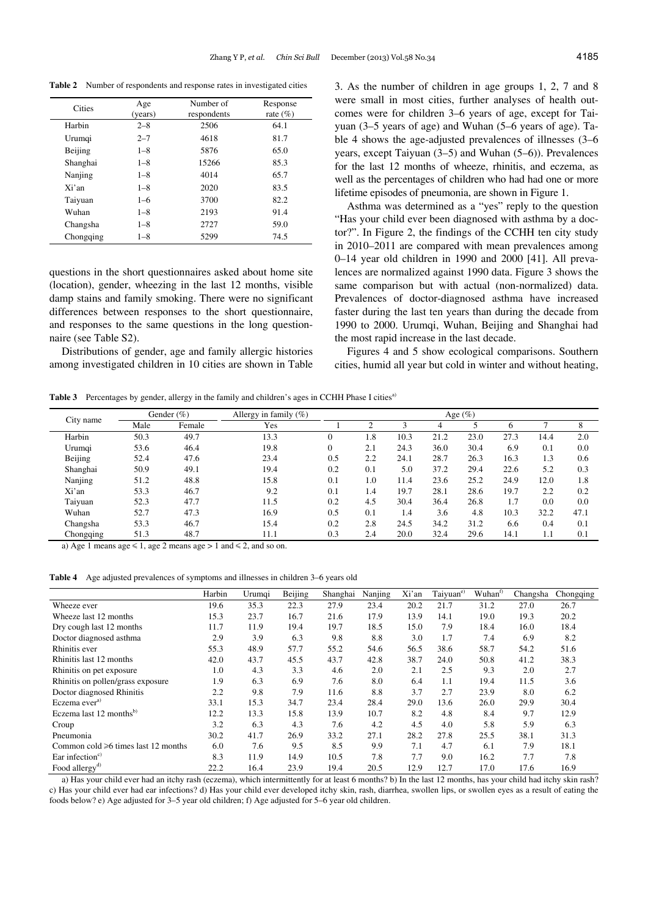**Table 2** Number of respondents and response rates in investigated cities

| Cities | Age (years) | Number of respondents | Response rate (%) |
|---|---|---|---|
| Harbin | 2–8 | 2506 | 64.1 |
| Urumqi | 2–7 | 4618 | 81.7 |
| Beijing | 1–8 | 5876 | 65.0 |
| Shanghai | 1–8 | 15266 | 85.3 |
| Nanjing | 1–8 | 4014 | 65.7 |
| Xi'an | 1–8 | 2020 | 83.5 |
| Taiyuan | 1–6 | 3700 | 82.2 |
| Wuhan | 1–8 | 2193 | 91.4 |
| Changsha | 1–8 | 2727 | 59.0 |
| Chongqing | 1–8 | 5299 | 74.5 |

questions in the short questionnaires asked about home site (location), gender, wheezing in the last 12 months, visible damp stains and family smoking. There were no significant differences between responses to the short questionnaire, and responses to the same questions in the long questionnaire (see Table S2).

Distributions of gender, age and family allergic histories among investigated children in 10 cities are shown in Table 3. As the number of children in age groups 1, 2, 7 and 8 were small in most cities, further analyses of health outcomes were for children 3–6 years of age, except for Taiyuan (3–5 years of age) and Wuhan (5–6 years of age). Table 4 shows the age-adjusted prevalences of illnesses (3–6 years, except Taiyuan (3–5) and Wuhan (5–6)). Prevalences for the last 12 months of wheeze, rhinitis, and eczema, as well as the percentages of children who had had one or more lifetime episodes of pneumonia, are shown in Figure 1.

Asthma was determined as a "yes" reply to the question "Has your child ever been diagnosed with asthma by a doctor?". In Figure 2, the findings of the CCHH ten city study in 2010–2011 are compared with mean prevalences among 0–14 year old children in 1990 and 2000 [41]. All prevalences are normalized against 1990 data. Figure 3 shows the same comparison but with actual (non-normalized) data. Prevalences of doctor-diagnosed asthma have increased faster during the last ten years than during the decade from 1990 to 2000. Urumqi, Wuhan, Beijing and Shanghai had the most rapid increase in the last decade.

Figures 4 and 5 show ecological comparisons. Southern cities, humid all year but cold in winter and without heating,

**Table 3** Percentages by gender, allergy in the family and children's ages in CCHH Phase I cities[a)]

| City name | Gender (%) | | Allergy in family (%) | Age (%) | | | | | | | |
|---|---|---|---|---|---|---|---|---|---|---|---|
| | Male | Female | Yes | 1 | 2 | 3 | 4 | 5 | 6 | 7 | 8 |
| Harbin | 50.3 | 49.7 | 13.3 | 0 | 1.8 | 10.3 | 21.2 | 23.0 | 27.3 | 14.4 | 2.0 |
| Urumqi | 53.6 | 46.4 | 19.8 | 0 | 2.1 | 24.3 | 36.0 | 30.4 | 6.9 | 0.1 | 0.0 |
| Beijing | 52.4 | 47.6 | 23.4 | 0.5 | 2.2 | 24.1 | 28.7 | 26.3 | 16.3 | 1.3 | 0.6 |
| Shanghai | 50.9 | 49.1 | 19.4 | 0.2 | 0.1 | 5.0 | 37.2 | 29.4 | 22.6 | 5.2 | 0.3 |
| Nanjing | 51.2 | 48.8 | 15.8 | 0.1 | 1.0 | 11.4 | 23.6 | 25.2 | 24.9 | 12.0 | 1.8 |
| Xi'an | 53.3 | 46.7 | 9.2 | 0.1 | 1.4 | 19.7 | 28.1 | 28.6 | 19.7 | 2.2 | 0.2 |
| Taiyuan | 52.3 | 47.7 | 11.5 | 0.2 | 4.5 | 30.4 | 36.4 | 26.8 | 1.7 | 0.0 | 0.0 |
| Wuhan | 52.7 | 47.3 | 16.9 | 0.5 | 0.1 | 1.4 | 3.6 | 4.8 | 10.3 | 32.2 | 47.1 |
| Changsha | 53.3 | 46.7 | 15.4 | 0.2 | 2.8 | 24.5 | 34.2 | 31.2 | 6.6 | 0.4 | 0.1 |
| Chongqing | 51.3 | 48.7 | 11.1 | 0.3 | 2.4 | 20.0 | 32.4 | 29.6 | 14.1 | 1.1 | 0.1 |

a) Age 1 means age ≤ 1, age 2 means age > 1 and ≤ 2, and so on.

**Table 4** Age adjusted prevalences of symptoms and illnesses in children 3–6 years old

| | Harbin | Urumqi | Beijing | Shanghai | Nanjing | Xi'an | Taiyuan[e)] | Wuhan[f)] | Changsha | Chongqing |
|---|---|---|---|---|---|---|---|---|---|---|
| Wheeze ever | 19.6 | 35.3 | 22.3 | 27.9 | 23.4 | 20.2 | 21.7 | 31.2 | 27.0 | 26.7 |
| Wheeze last 12 months | 15.3 | 23.7 | 16.7 | 21.6 | 17.9 | 13.9 | 14.1 | 19.0 | 19.3 | 20.2 |
| Dry cough last 12 months | 11.7 | 11.9 | 19.4 | 19.7 | 18.5 | 15.0 | 7.9 | 18.4 | 16.0 | 18.4 |
| Doctor diagnosed asthma | 2.9 | 3.9 | 6.3 | 9.8 | 8.8 | 3.0 | 1.7 | 7.4 | 6.9 | 8.2 |
| Rhinitis ever | 55.3 | 48.9 | 57.7 | 55.2 | 54.6 | 56.5 | 38.6 | 58.7 | 54.2 | 51.6 |
| Rhinitis last 12 months | 42.0 | 43.7 | 45.5 | 43.7 | 42.8 | 38.7 | 24.0 | 50.8 | 41.2 | 38.3 |
| Rhinitis on pet exposure | 1.0 | 4.3 | 3.3 | 4.6 | 2.0 | 2.1 | 2.5 | 9.3 | 2.0 | 2.7 |
| Rhinitis on pollen/grass exposure | 1.9 | 6.3 | 6.9 | 7.6 | 8.0 | 6.4 | 1.1 | 19.4 | 11.5 | 3.6 |
| Doctor diagnosed Rhinitis | 2.2 | 9.8 | 7.9 | 11.6 | 8.8 | 3.7 | 2.7 | 23.9 | 8.0 | 6.2 |
| Eczema ever[a)] | 33.1 | 15.3 | 34.7 | 23.4 | 28.4 | 29.0 | 13.6 | 26.0 | 29.9 | 30.4 |
| Eczema last 12 months[b)] | 12.2 | 13.3 | 15.8 | 13.9 | 10.7 | 8.2 | 4.8 | 8.4 | 9.7 | 12.9 |
| Croup | 3.2 | 6.3 | 4.3 | 7.6 | 4.2 | 4.5 | 4.0 | 5.8 | 5.9 | 6.3 |
| Pneumonia | 30.2 | 41.7 | 26.9 | 33.2 | 27.1 | 28.2 | 27.8 | 25.5 | 38.1 | 31.3 |
| Common cold ≥6 times last 12 months | 6.0 | 7.6 | 9.5 | 8.5 | 9.9 | 7.1 | 4.7 | 6.1 | 7.9 | 18.1 |
| Ear infection[c)] | 8.3 | 11.9 | 14.9 | 10.5 | 7.8 | 7.7 | 9.0 | 16.2 | 7.7 | 7.8 |
| Food allergy[d)] | 22.2 | 16.4 | 23.9 | 19.4 | 20.5 | 12.9 | 12.7 | 17.0 | 17.6 | 16.9 |

a) Has your child ever had an itchy rash (eczema), which intermittently for at least 6 months? b) In the last 12 months, has your child had itchy skin rash? c) Has your child ever had ear infections? d) Has your child ever developed itchy skin, rash, diarrhea, swollen lips, or swollen eyes as a result of eating the foods below? e) Age adjusted for 3–5 year old children; f) Age adjusted for 5–6 year old children.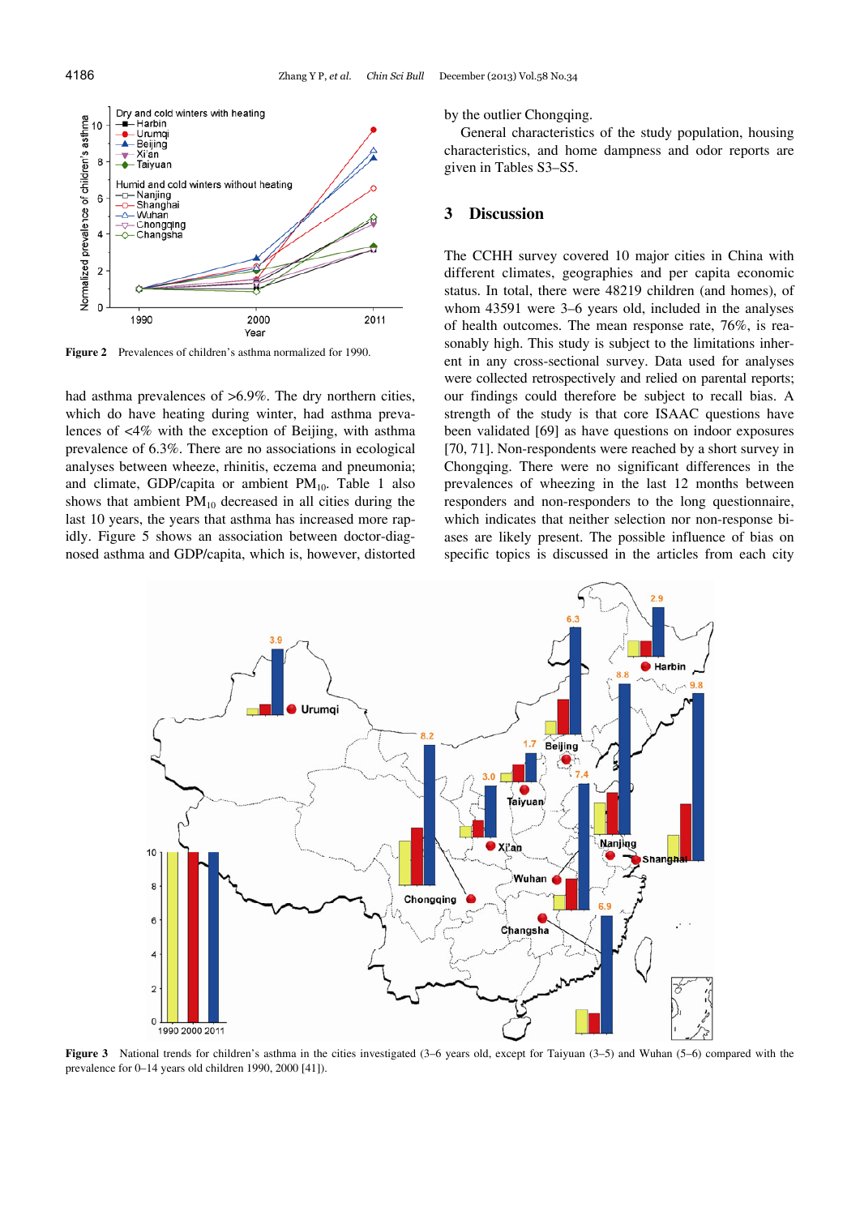Figure 2 Prevalences of children's asthma normalized for 1990.

had asthma prevalences of >6.9%. The dry northern cities, which do have heating during winter, had asthma prevalences of <4% with the exception of Beijing, with asthma prevalence of 6.3%. There are no associations in ecological analyses between wheeze, rhinitis, eczema and pneumonia; and climate, GDP/capita or ambient $PM_{10}$. Table 1 also shows that ambient $PM_{10}$ decreased in all cities during the last 10 years, the years that asthma has increased more rapidly. Figure 5 shows an association between doctor-diagnosed asthma and GDP/capita, which is, however, distorted by the outlier Chongqing.

General characteristics of the study population, housing characteristics, and home dampness and odor reports are given in Tables S3–S5.

## 3 Discussion

The CCHH survey covered 10 major cities in China with different climates, geographies and per capita economic status. In total, there were 48219 children (and homes), of whom 43591 were 3–6 years old, included in the analyses of health outcomes. The mean response rate, 76%, is reasonably high. This study is subject to the limitations inherent in any cross-sectional survey. Data used for analyses were collected retrospectively and relied on parental reports; our findings could therefore be subject to recall bias. A strength of the study is that core ISAAC questions have been validated [69] as have questions on indoor exposures [70, 71]. Non-respondents were reached by a short survey in Chongqing. There were no significant differences in the prevalences of wheezing in the last 12 months between responders and non-responders to the long questionnaire, which indicates that neither selection nor non-response biases are likely present. The possible influence of bias on specific topics is discussed in the articles from each city

Figure 3 National trends for children's asthma in the cities investigated (3–6 years old, except for Taiyuan (3–5) and Wuhan (5–6) compared with the prevalence for 0–14 years old children 1990, 2000 [41]).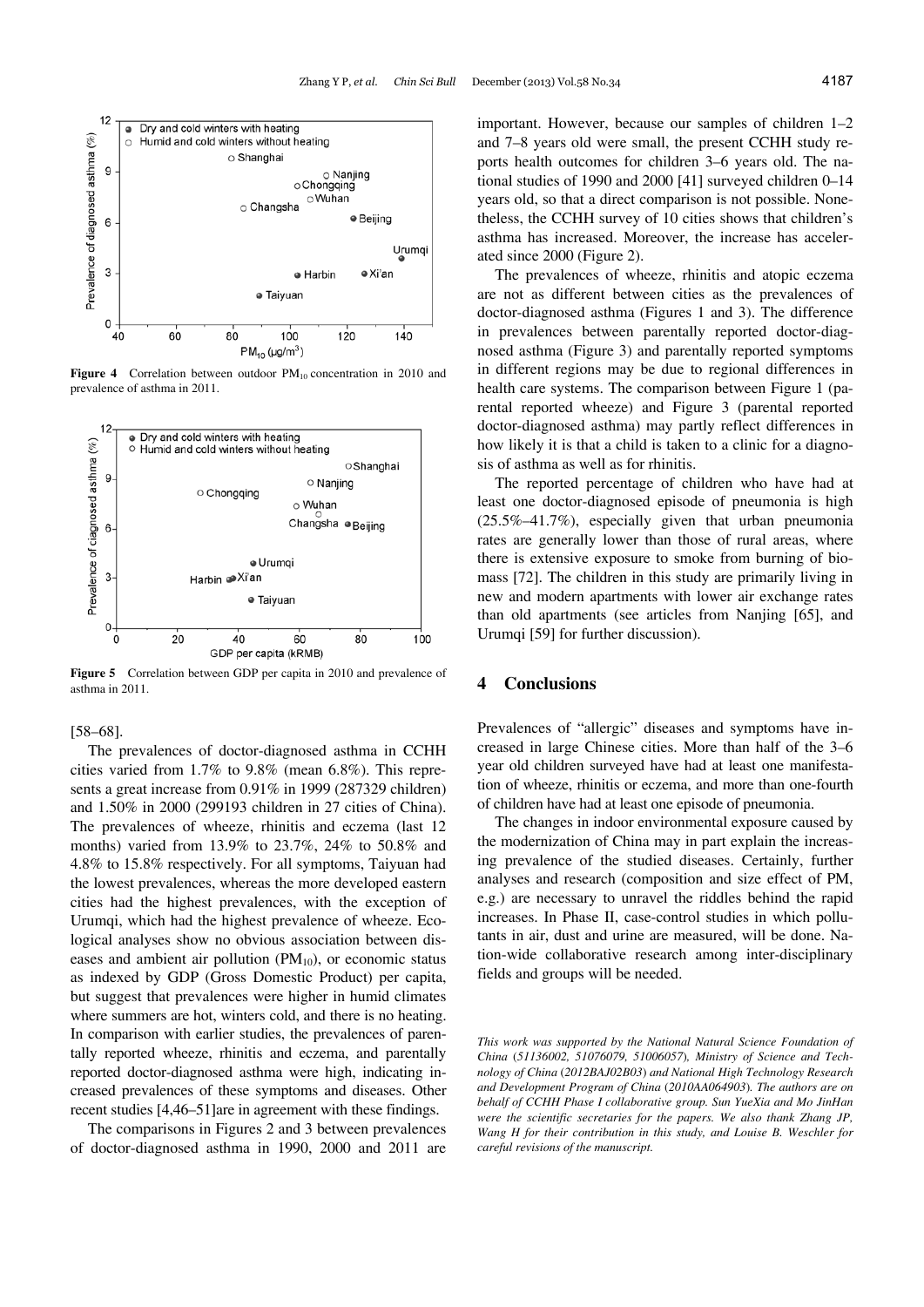Figure 4 Correlation between outdoor $PM_{10}$ concentration in 2010 and prevalence of asthma in 2011.

Figure 5 Correlation between GDP per capita in 2010 and prevalence of asthma in 2011.

[58–68].

The prevalences of doctor-diagnosed asthma in CCHH cities varied from 1.7% to 9.8% (mean 6.8%). This represents a great increase from 0.91% in 1999 (287329 children) and 1.50% in 2000 (299193 children in 27 cities of China). The prevalences of wheeze, rhinitis and eczema (last 12 months) varied from 13.9% to 23.7%, 24% to 50.8% and 4.8% to 15.8% respectively. For all symptoms, Taiyuan had the lowest prevalences, whereas the more developed eastern cities had the highest prevalences, with the exception of Urumqi, which had the highest prevalence of wheeze. Ecological analyses show no obvious association between diseases and ambient air pollution ($PM_{10}$), or economic status as indexed by GDP (Gross Domestic Product) per capita, but suggest that prevalences were higher in humid climates where summers are hot, winters cold, and there is no heating. In comparison with earlier studies, the prevalences of parentally reported wheeze, rhinitis and eczema, and parentally reported doctor-diagnosed asthma were high, indicating increased prevalences of these symptoms and diseases. Other recent studies [4,46–51]are in agreement with these findings.

The comparisons in Figures 2 and 3 between prevalences of doctor-diagnosed asthma in 1990, 2000 and 2011 are important. However, because our samples of children 1–2 and 7–8 years old were small, the present CCHH study reports health outcomes for children 3–6 years old. The national studies of 1990 and 2000 [41] surveyed children 0–14 years old, so that a direct comparison is not possible. Nonetheless, the CCHH survey of 10 cities shows that children's asthma has increased. Moreover, the increase has accelerated since 2000 (Figure 2).

The prevalences of wheeze, rhinitis and atopic eczema are not as different between cities as the prevalences of doctor-diagnosed asthma (Figures 1 and 3). The difference in prevalences between parentally reported doctor-diagnosed asthma (Figure 3) and parentally reported symptoms in different regions may be due to regional differences in health care systems. The comparison between Figure 1 (parental reported wheeze) and Figure 3 (parental reported doctor-diagnosed asthma) may partly reflect differences in how likely it is that a child is taken to a clinic for a diagnosis of asthma as well as for rhinitis.

The reported percentage of children who have had at least one doctor-diagnosed episode of pneumonia is high (25.5%–41.7%), especially given that urban pneumonia rates are generally lower than those of rural areas, where there is extensive exposure to smoke from burning of biomass [72]. The children in this study are primarily living in new and modern apartments with lower air exchange rates than old apartments (see articles from Nanjing [65], and Urumqi [59] for further discussion).

## 4 Conclusions

Prevalences of "allergic" diseases and symptoms have increased in large Chinese cities. More than half of the 3–6 year old children surveyed have had at least one manifestation of wheeze, rhinitis or eczema, and more than one-fourth of children have had at least one episode of pneumonia.

The changes in indoor environmental exposure caused by the modernization of China may in part explain the increasing prevalence of the studied diseases. Certainly, further analyses and research (composition and size effect of PM, e.g.) are necessary to unravel the riddles behind the rapid increases. In Phase II, case-control studies in which pollutants in air, dust and urine are measured, will be done. Nation-wide collaborative research among inter-disciplinary fields and groups will be needed.

*This work was supported by the National Natural Science Foundation of China (51136002, 51076079, 51006057), Ministry of Science and Technology of China (2012BAJ02B03) and National High Technology Research and Development Program of China (2010AA064903). The authors are on behalf of CCHH Phase I collaborative group. Sun YueXia and Mo JinHan were the scientific secretaries for the papers. We also thank Zhang JP, Wang H for their contribution in this study, and Louise B. Weschler for careful revisions of the manuscript.*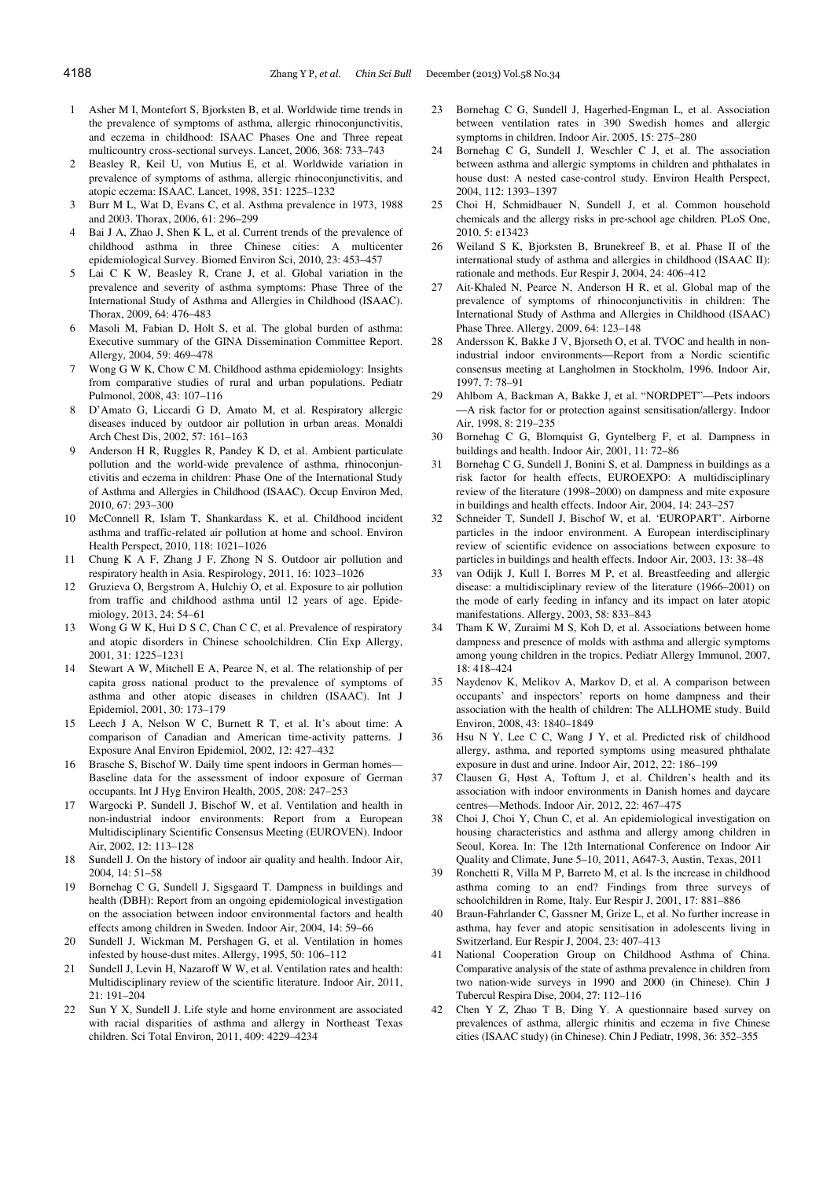1. Asher M I, Montefort S, Bjorksten B, et al. Worldwide time trends in the prevalence of symptoms of asthma, allergic rhinoconjunctivitis, and eczema in childhood: ISAAC Phases One and Three repeat multicountry cross-sectional surveys. Lancet, 2006, 368: 733–743
2. Beasley R, Keil U, von Mutius E, et al. Worldwide variation in prevalence of symptoms of asthma, allergic rhinoconjunctivitis, and atopic eczema: ISAAC. Lancet, 1998, 351: 1225–1232
3. Burr M L, Wat D, Evans C, et al. Asthma prevalence in 1973, 1988 and 2003. Thorax, 2006, 61: 296–299
4. Bai J A, Zhao J, Shen K L, et al. Current trends of the prevalence of childhood asthma in three Chinese cities: A multicenter epidemiological Survey. Biomed Environ Sci, 2010, 23: 453–457
5. Lai C K W, Beasley R, Crane J, et al. Global variation in the prevalence and severity of asthma symptoms: Phase Three of the International Study of Asthma and Allergies in Childhood (ISAAC). Thorax, 2009, 64: 476–483
6. Masoli M, Fabian D, Holt S, et al. The global burden of asthma: Executive summary of the GINA Dissemination Committee Report. Allergy, 2004, 59: 469–478
7. Wong G W K, Chow C M. Childhood asthma epidemiology: Insights from comparative studies of rural and urban populations. Pediatr Pulmonol, 2008, 43: 107–116
8. D'Amato G, Liccardi G D, Amato M, et al. Respiratory allergic diseases induced by outdoor air pollution in urban areas. Monaldi Arch Chest Dis, 2002, 57: 161–163
9. Anderson H R, Ruggles R, Pandey K D, et al. Ambient particulate pollution and the world-wide prevalence of asthma, rhinoconjunctivitis and eczema in children: Phase One of the International Study of Asthma and Allergies in Childhood (ISAAC). Occup Environ Med, 2010, 67: 293–300
10. McConnell R, Islam T, Shankardass K, et al. Childhood incident asthma and traffic-related air pollution at home and school. Environ Health Perspect, 2010, 118: 1021–1026
11. Chung K A F, Zhang J F, Zhong N S. Outdoor air pollution and respiratory health in Asia. Respirology, 2011, 16: 1023–1026
12. Gruzieva O, Bergstrom A, Hulchiy O, et al. Exposure to air pollution from traffic and childhood asthma until 12 years of age. Epidemiology, 2013, 24: 54–61
13. Wong G W K, Hui D S C, Chan C C, et al. Prevalence of respiratory and atopic disorders in Chinese schoolchildren. Clin Exp Allergy, 2001, 31: 1225–1231
14. Stewart A W, Mitchell E A, Pearce N, et al. The relationship of per capita gross national product to the prevalence of symptoms of asthma and other atopic diseases in children (ISAAC). Int J Epidemiol, 2001, 30: 173–179
15. Leech J A, Nelson W C, Burnett R T, et al. It's about time: A comparison of Canadian and American time-activity patterns. J Exposure Anal Environ Epidemiol, 2002, 12: 427–432
16. Brasche S, Bischof W. Daily time spent indoors in German homes—Baseline data for the assessment of indoor exposure of German occupants. Int J Hyg Environ Health, 2005, 208: 247–253
17. Wargocki P, Sundell J, Bischof W, et al. Ventilation and health in non-industrial indoor environments: Report from a European Multidisciplinary Scientific Consensus Meeting (EUROVEN). Indoor Air, 2002, 12: 113–128
18. Sundell J. On the history of indoor air quality and health. Indoor Air, 2004, 14: 51–58
19. Bornehag C G, Sundell J, Sigsgaard T. Dampness in buildings and health (DBH): Report from an ongoing epidemiological investigation on the association between indoor environmental factors and health effects among children in Sweden. Indoor Air, 2004, 14: 59–66
20. Sundell J, Wickman M, Pershagen G, et al. Ventilation in homes infested by house-dust mites. Allergy, 1995, 50: 106–112
21. Sundell J, Levin H, Nazaroff W W, et al. Ventilation rates and health: Multidisciplinary review of the scientific literature. Indoor Air, 2011, 21: 191–204
22. Sun Y X, Sundell J. Life style and home environment are associated with racial disparities of asthma and allergy in Northeast Texas children. Sci Total Environ, 2011, 409: 4229–4234
23. Bornehag C G, Sundell J, Hagerhed-Engman L, et al. Association between ventilation rates in 390 Swedish homes and allergic symptoms in children. Indoor Air, 2005, 15: 275–280
24. Bornehag C G, Sundell J, Weschler C J, et al. The association between asthma and allergic symptoms in children and phthalates in house dust: A nested case-control study. Environ Health Perspect, 2004, 112: 1393–1397
25. Choi H, Schmidbauer N, Sundell J, et al. Common household chemicals and the allergy risks in pre-school age children. PLoS One, 2010, 5: e13423
26. Weiland S K, Bjorksten B, Brunekreef B, et al. Phase II of the international study of asthma and allergies in childhood (ISAAC II): rationale and methods. Eur Respir J, 2004, 24: 406–412
27. Ait-Khaled N, Pearce N, Anderson H R, et al. Global map of the prevalence of symptoms of rhinoconjunctivitis in children: The International Study of Asthma and Allergies in Childhood (ISAAC) Phase Three. Allergy, 2009, 64: 123–148
28. Andersson K, Bakke J V, Bjorseth O, et al. TVOC and health in non-industrial indoor environments—Report from a Nordic scientific consensus meeting at Langholmen in Stockholm, 1996. Indoor Air, 1997, 7: 78–91
29. Ahlbom A, Backman A, Bakke J, et al. "NORDPET"—Pets indoors —A risk factor for or protection against sensitisation/allergy. Indoor Air, 1998, 8: 219–235
30. Bornehag C G, Blomquist G, Gyntelberg F, et al. Dampness in buildings and health. Indoor Air, 2001, 11: 72–86
31. Bornehag C G, Sundell J, Bonini S, et al. Dampness in buildings as a risk factor for health effects, EUROEXPO: A multidisciplinary review of the literature (1998–2000) on dampness and mite exposure in buildings and health effects. Indoor Air, 2004, 14: 243–257
32. Schneider T, Sundell J, Bischof W, et al. 'EUROPART'. Airborne particles in the indoor environment. A European interdisciplinary review of scientific evidence on associations between exposure to particles in buildings and health effects. Indoor Air, 2003, 13: 38–48
33. van Odijk J, Kull I, Borres M P, et al. Breastfeeding and allergic disease: a multidisciplinary review of the literature (1966–2001) on the mode of early feeding in infancy and its impact on later atopic manifestations. Allergy, 2003, 58: 833–843
34. Tham K W, Zuraimi M S, Koh D, et al. Associations between home dampness and presence of molds with asthma and allergic symptoms among young children in the tropics. Pediatr Allergy Immunol, 2007, 18: 418–424
35. Naydenov K, Melikov A, Markov D, et al. A comparison between occupants' and inspectors' reports on home dampness and their association with the health of children: The ALLHOME study. Build Environ, 2008, 43: 1840–1849
36. Hsu N Y, Lee C C, Wang J Y, et al. Predicted risk of childhood allergy, asthma, and reported symptoms using measured phthalate exposure in dust and urine. Indoor Air, 2012, 22: 186–199
37. Clausen G, Høst A, Toftum J, et al. Children's health and its association with indoor environments in Danish homes and daycare centres—Methods. Indoor Air, 2012, 22: 467–475
38. Choi J, Choi Y, Chun C, et al. An epidemiological investigation on housing characteristics and asthma and allergy among children in Seoul, Korea. In: The 12th International Conference on Indoor Air Quality and Climate, June 5–10, 2011, A647-3, Austin, Texas, 2011
39. Ronchetti R, Villa M P, Barreto M, et al. Is the increase in childhood asthma coming to an end? Findings from three surveys of schoolchildren in Rome, Italy. Eur Respir J, 2001, 17: 881–886
40. Braun-Fahrlander C, Gassner M, Grize L, et al. No further increase in asthma, hay fever and atopic sensitisation in adolescents living in Switzerland. Eur Respir J, 2004, 23: 407–413
41. National Cooperation Group on Childhood Asthma of China. Comparative analysis of the state of asthma prevalence in children from two nation-wide surveys in 1990 and 2000 (in Chinese). Chin J Tubercul Respira Dise, 2004, 27: 112–116
42. Chen Y Z, Zhao T B, Ding Y. A questionnaire based survey on prevalences of asthma, allergic rhinitis and eczema in five Chinese cities (ISAAC study) (in Chinese). Chin J Pediatr, 1998, 36: 352–355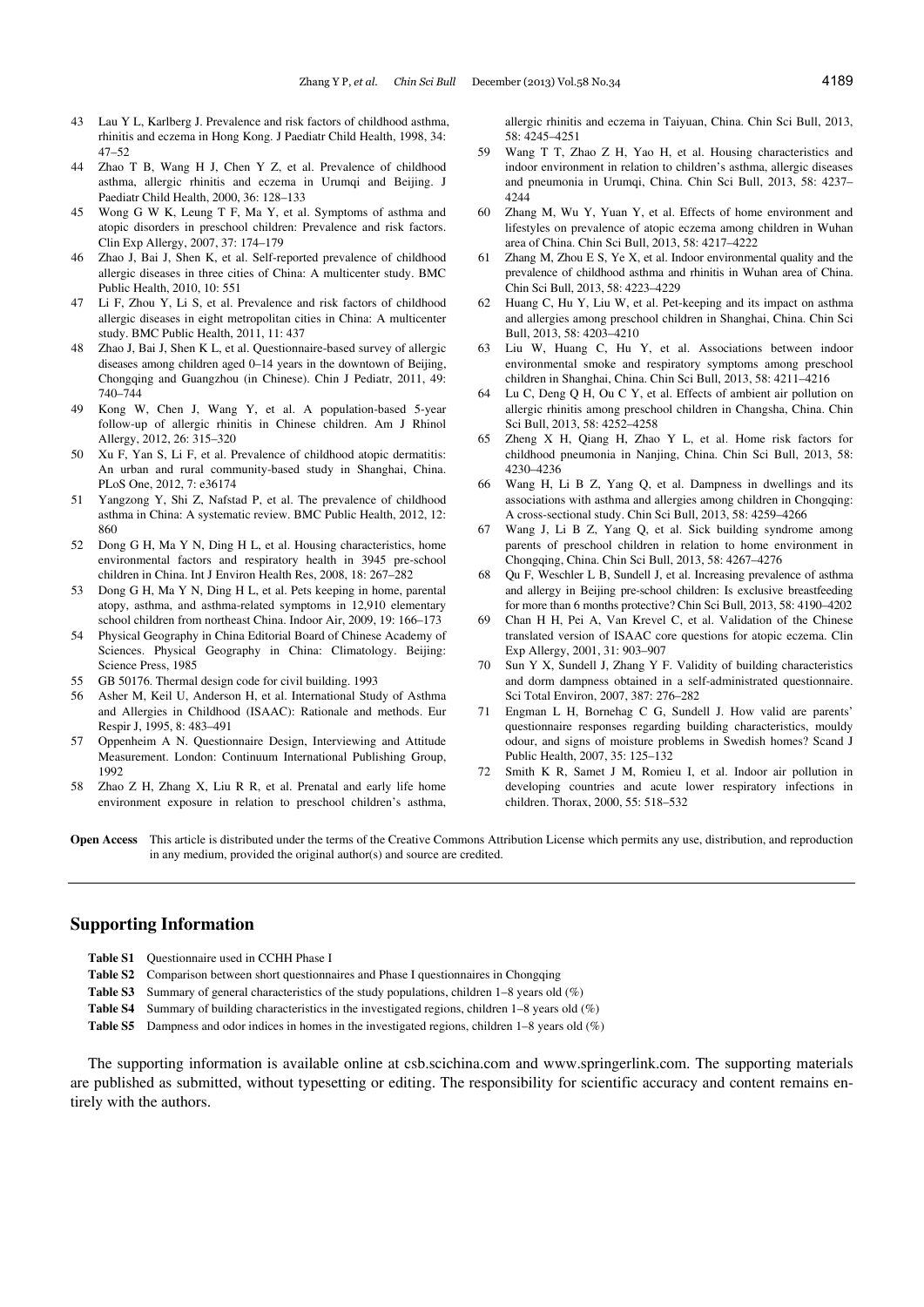43 Lau Y L, Karlberg J. Prevalence and risk factors of childhood asthma, rhinitis and eczema in Hong Kong. J Paediatr Child Health, 1998, 34: 47–52
44 Zhao T B, Wang H J, Chen Y Z, et al. Prevalence of childhood asthma, allergic rhinitis and eczema in Urumqi and Beijing. J Paediatr Child Health, 2000, 36: 128–133
45 Wong G W K, Leung T F, Ma Y, et al. Symptoms of asthma and atopic disorders in preschool children: Prevalence and risk factors. Clin Exp Allergy, 2007, 37: 174–179
46 Zhao J, Bai J, Shen K, et al. Self-reported prevalence of childhood allergic diseases in three cities of China: A multicenter study. BMC Public Health, 2010, 10: 551
47 Li F, Zhou Y, Li S, et al. Prevalence and risk factors of childhood allergic diseases in eight metropolitan cities in China: A multicenter study. BMC Public Health, 2011, 11: 437
48 Zhao J, Bai J, Shen K L, et al. Questionnaire-based survey of allergic diseases among children aged 0–14 years in the downtown of Beijing, Chongqing and Guangzhou (in Chinese). Chin J Pediatr, 2011, 49: 740–744
49 Kong W, Chen J, Wang Y, et al. A population-based 5-year follow-up of allergic rhinitis in Chinese children. Am J Rhinol Allergy, 2012, 26: 315–320
50 Xu F, Yan S, Li F, et al. Prevalence of childhood atopic dermatitis: An urban and rural community-based study in Shanghai, China. PLoS One, 2012, 7: e36174
51 Yangzong Y, Shi Z, Nafstad P, et al. The prevalence of childhood asthma in China: A systematic review. BMC Public Health, 2012, 12: 860
52 Dong G H, Ma Y N, Ding H L, et al. Housing characteristics, home environmental factors and respiratory health in 3945 pre-school children in China. Int J Environ Health Res, 2008, 18: 267–282
53 Dong G H, Ma Y N, Ding H L, et al. Pets keeping in home, parental atopy, asthma, and asthma-related symptoms in 12,910 elementary school children from northeast China. Indoor Air, 2009, 19: 166–173
54 Physical Geography in China Editorial Board of Chinese Academy of Sciences. Physical Geography in China: Climatology. Beijing: Science Press, 1985
55 GB 50176. Thermal design code for civil building. 1993
56 Asher M, Keil U, Anderson H, et al. International Study of Asthma and Allergies in Childhood (ISAAC): Rationale and methods. Eur Respir J, 1995, 8: 483–491
57 Oppenheim A N. Questionnaire Design, Interviewing and Attitude Measurement. London: Continuum International Publishing Group, 1992
58 Zhao Z H, Zhang X, Liu R R, et al. Prenatal and early life home environment exposure in relation to preschool children's asthma, allergic rhinitis and eczema in Taiyuan, China. Chin Sci Bull, 2013, 58: 4245–4251
59 Wang T T, Zhao Z H, Yao H, et al. Housing characteristics and indoor environment in relation to children's asthma, allergic diseases and pneumonia in Urumqi, China. Chin Sci Bull, 2013, 58: 4237–4244
60 Zhang M, Wu Y, Yuan Y, et al. Effects of home environment and lifestyles on prevalence of atopic eczema among children in Wuhan area of China. Chin Sci Bull, 2013, 58: 4217–4222
61 Zhang M, Zhou E S, Ye X, et al. Indoor environmental quality and the prevalence of childhood asthma and rhinitis in Wuhan area of China. Chin Sci Bull, 2013, 58: 4223–4229
62 Huang C, Hu Y, Liu W, et al. Pet-keeping and its impact on asthma and allergies among preschool children in Shanghai, China. Chin Sci Bull, 2013, 58: 4203–4210
63 Liu W, Huang C, Hu Y, et al. Associations between indoor environmental smoke and respiratory symptoms among preschool children in Shanghai, China. Chin Sci Bull, 2013, 58: 4211–4216
64 Lu C, Deng Q H, Ou C Y, et al. Effects of ambient air pollution on allergic rhinitis among preschool children in Changsha, China. Chin Sci Bull, 2013, 58: 4252–4258
65 Zheng X H, Qiang H, Zhao Y L, et al. Home risk factors for childhood pneumonia in Nanjing, China. Chin Sci Bull, 2013, 58: 4230–4236
66 Wang H, Li B Z, Yang Q, et al. Dampness in dwellings and its associations with asthma and allergies among children in Chongqing: A cross-sectional study. Chin Sci Bull, 2013, 58: 4259–4266
67 Wang J, Li B Z, Yang Q, et al. Sick building syndrome among parents of preschool children in relation to home environment in Chongqing, China. Chin Sci Bull, 2013, 58: 4267–4276
68 Qu F, Weschler L B, Sundell J, et al. Increasing prevalence of asthma and allergy in Beijing pre-school children: Is exclusive breastfeeding for more than 6 months protective? Chin Sci Bull, 2013, 58: 4190–4202
69 Chan H H, Pei A, Van Krevel C, et al. Validation of the Chinese translated version of ISAAC core questions for atopic eczema. Clin Exp Allergy, 2001, 31: 903–907
70 Sun Y X, Sundell J, Zhang Y F. Validity of building characteristics and dorm dampness obtained in a self-administrated questionnaire. Sci Total Environ, 2007, 387: 276–282
71 Engman L H, Bornehag C G, Sundell J. How valid are parents' questionnaire responses regarding building characteristics, mouldy odour, and signs of moisture problems in Swedish homes? Scand J Public Health, 2007, 35: 125–132
72 Smith K R, Samet J M, Romieu I, et al. Indoor air pollution in developing countries and acute lower respiratory infections in children. Thorax, 2000, 55: 518–532

**Open Access** This article is distributed under the terms of the Creative Commons Attribution License which permits any use, distribution, and reproduction in any medium, provided the original author(s) and source are credited.

## Supporting Information

**Table S1** Questionnaire used in CCHH Phase I

**Table S2** Comparison between short questionnaires and Phase I questionnaires in Chongqing

**Table S3** Summary of general characteristics of the study populations, children 1–8 years old (%)

**Table S4** Summary of building characteristics in the investigated regions, children 1–8 years old (%)

**Table S5** Dampness and odor indices in homes in the investigated regions, children 1–8 years old (%)

The supporting information is available online at csb.scichina.com and www.springerlink.com. The supporting materials are published as submitted, without typesetting or editing. The responsibility for scientific accuracy and content remains entirely with the authors.